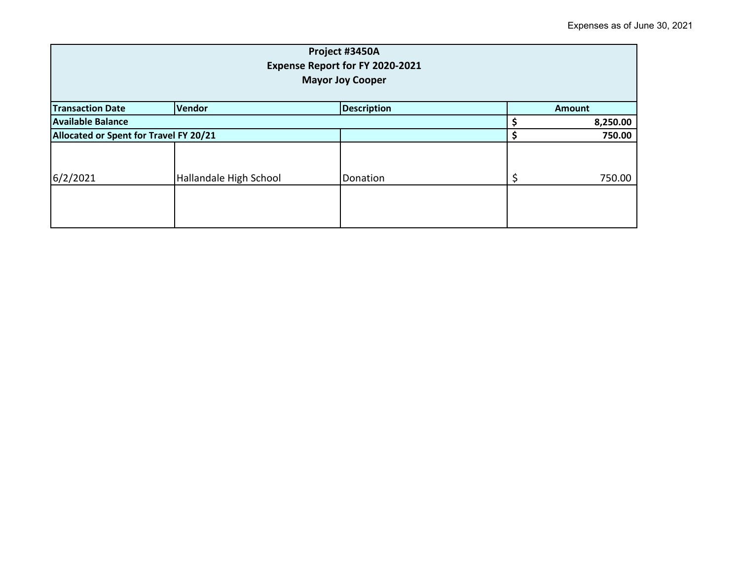Expenses as of June 30, 2021

| Project #3450A<br>Expense Report for FY 2020-2021<br>Mayor Joy Cooper | | | |
|---|---|---|---|
| **Transaction Date** | **Vendor** | **Description** | **Amount** |
| **Available Balance** | | | **$ 8,250.00** |
| **Allocated or Spent for Travel FY 20/21** | | | **$ 750.00** |
| 6/2/2021 | Hallandale High School | Donation | $ 750.00 |
| | | | |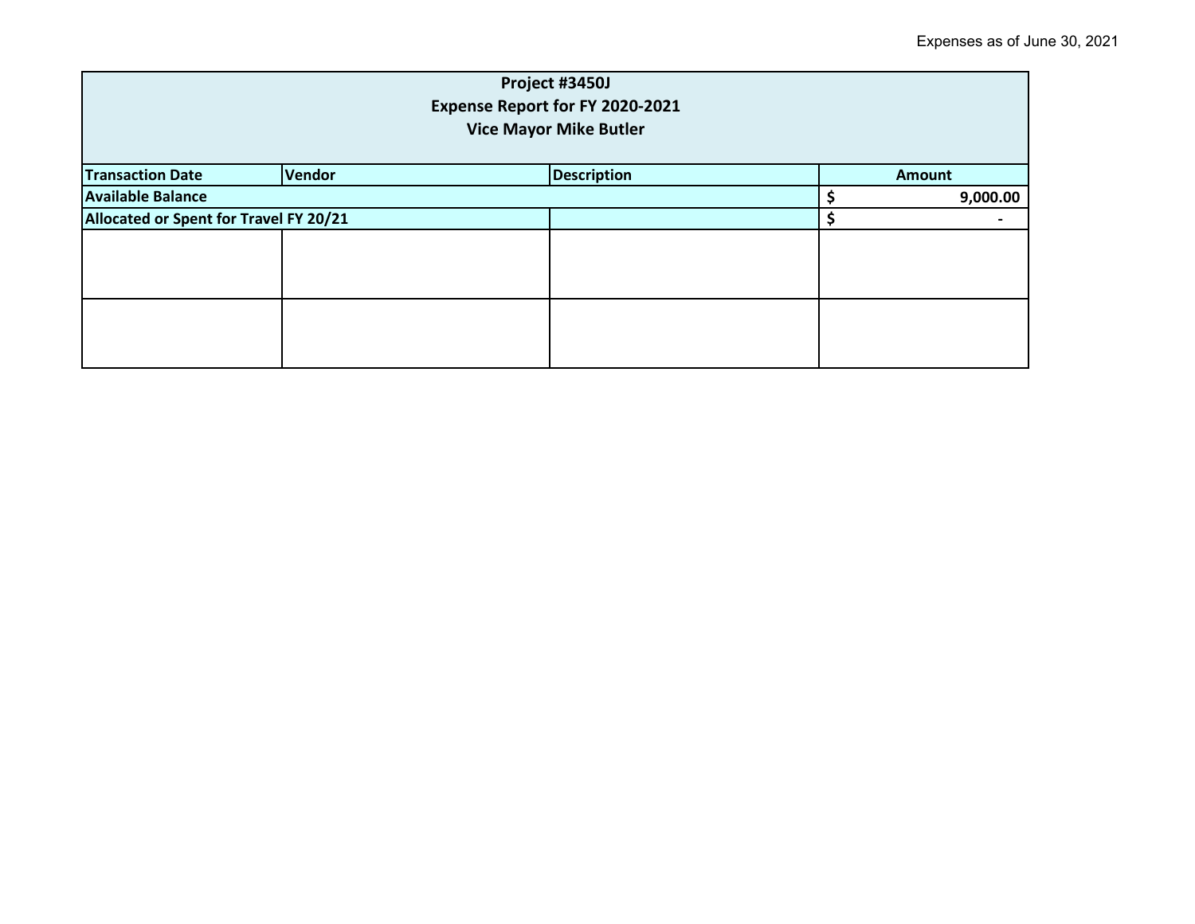Expenses as of June 30, 2021

| Project #3450J<br>Expense Report for FY 2020-2021<br>Vice Mayor Mike Butler | | | |
|---|---|---|---|
| **Transaction Date** | **Vendor** | **Description** | **Amount** |
| **Available Balance** | | | **$ 9,000.00** |
| **Allocated or Spent for Travel FY 20/21** | | | **$ -** |
| | | | |
| | | | |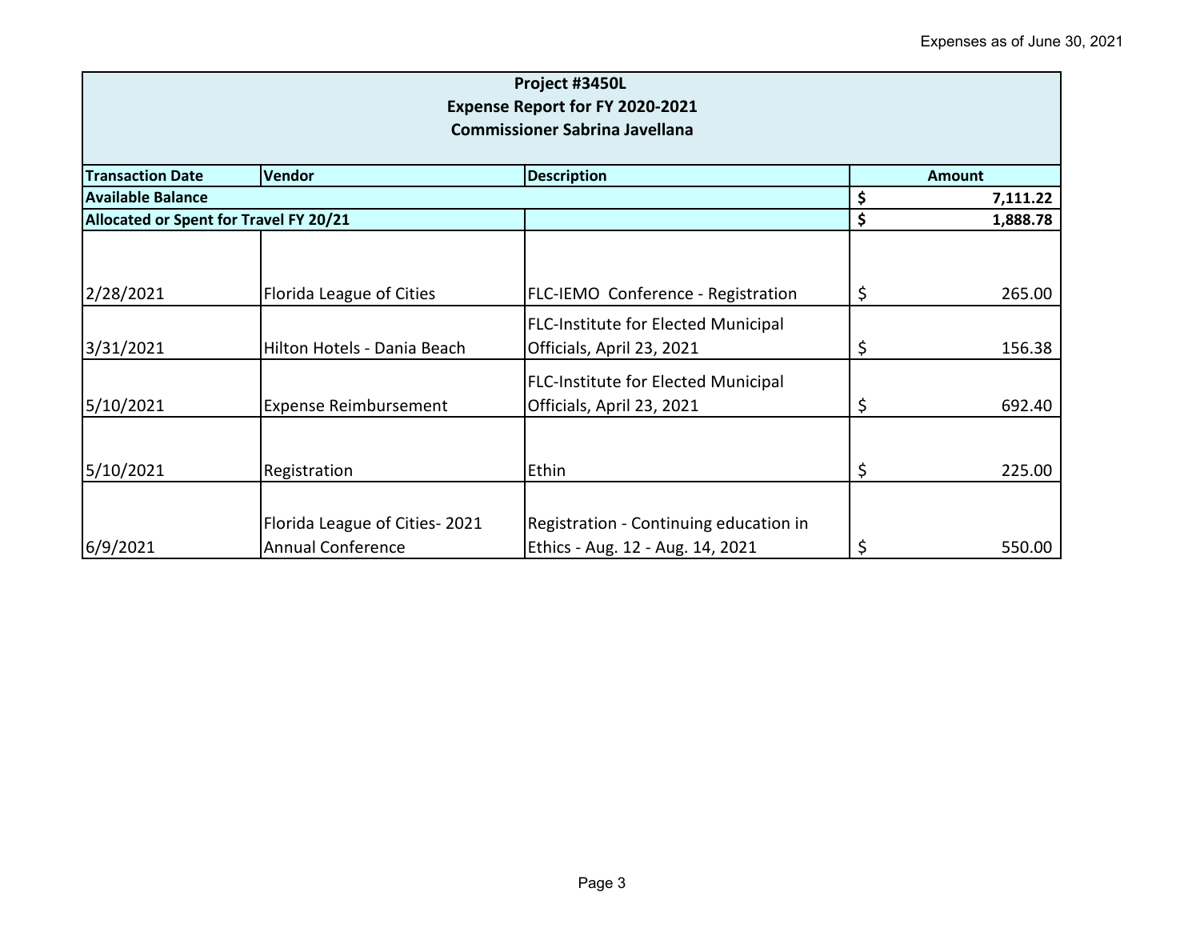Expenses as of June 30, 2021

| **Project #3450L<br>Expense Report for FY 2020-2021<br>Commissioner Sabrina Javellana** | | | |
|---|---|---|---|
| **Transaction Date** | **Vendor** | **Description** | **Amount** |
| **Available Balance** | | | **$ 7,111.22** |
| **Allocated or Spent for Travel FY 20/21** | | | **$ 1,888.78** |
| 2/28/2021 | Florida League of Cities | FLC-IEMO Conference - Registration | $ 265.00 |
| 3/31/2021 | Hilton Hotels - Dania Beach | FLC-Institute for Elected Municipal Officials, April 23, 2021 | $ 156.38 |
| 5/10/2021 | Expense Reimbursement | FLC-Institute for Elected Municipal Officials, April 23, 2021 | $ 692.40 |
| 5/10/2021 | Registration | Ethin | $ 225.00 |
| 6/9/2021 | Florida League of Cities- 2021 Annual Conference | Registration - Continuing education in Ethics - Aug. 12 - Aug. 14, 2021 | $ 550.00 |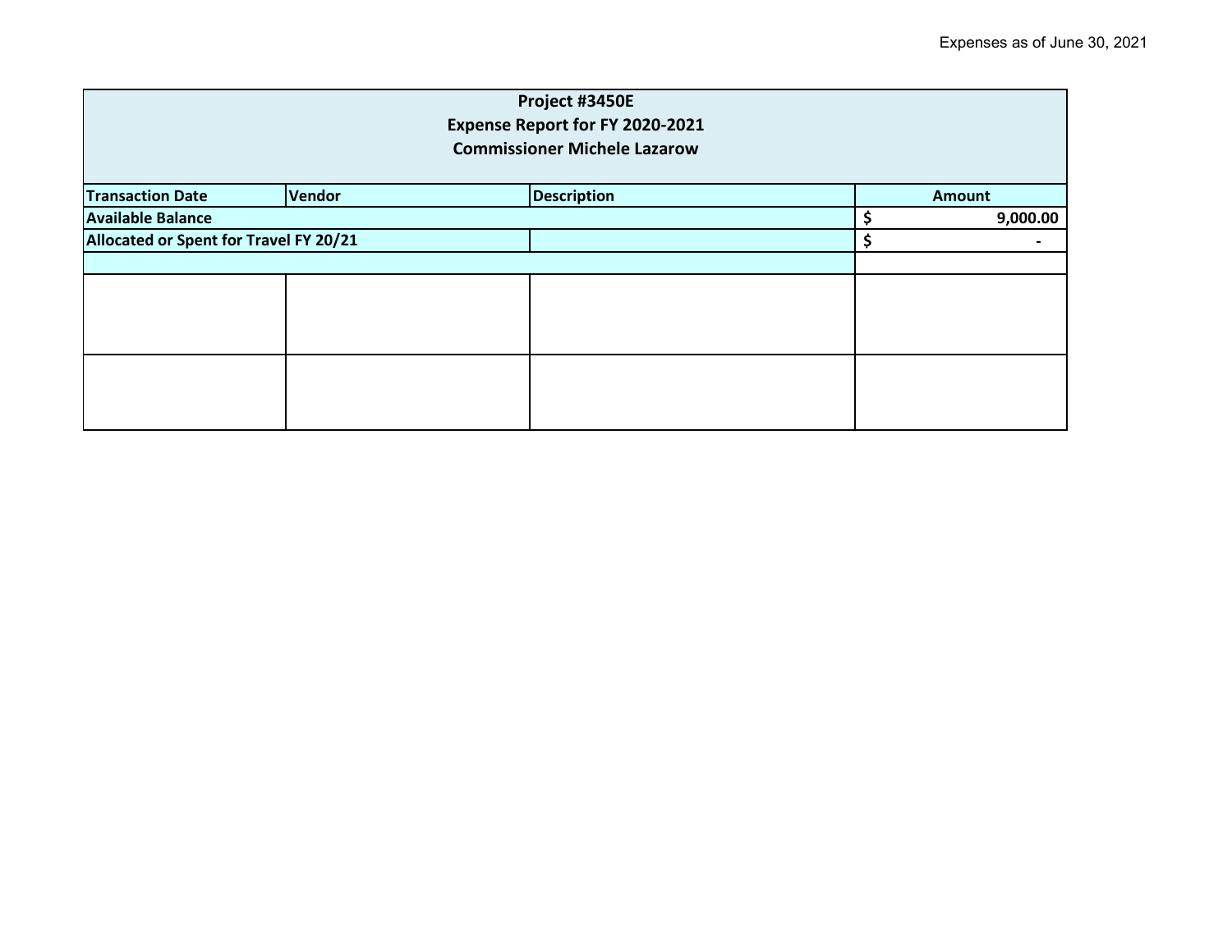Expenses as of June 30, 2021

| Project #3450E<br>Expense Report for FY 2020-2021<br>Commissioner Michele Lazarow | | | |
|---|---|---|---|
| **Transaction Date** | **Vendor** | **Description** | **Amount** |
| **Available Balance** | | | $ 9,000.00 |
| **Allocated or Spent for Travel FY 20/21** | | | $ - |
| | | | |
| | | | |
| | | | |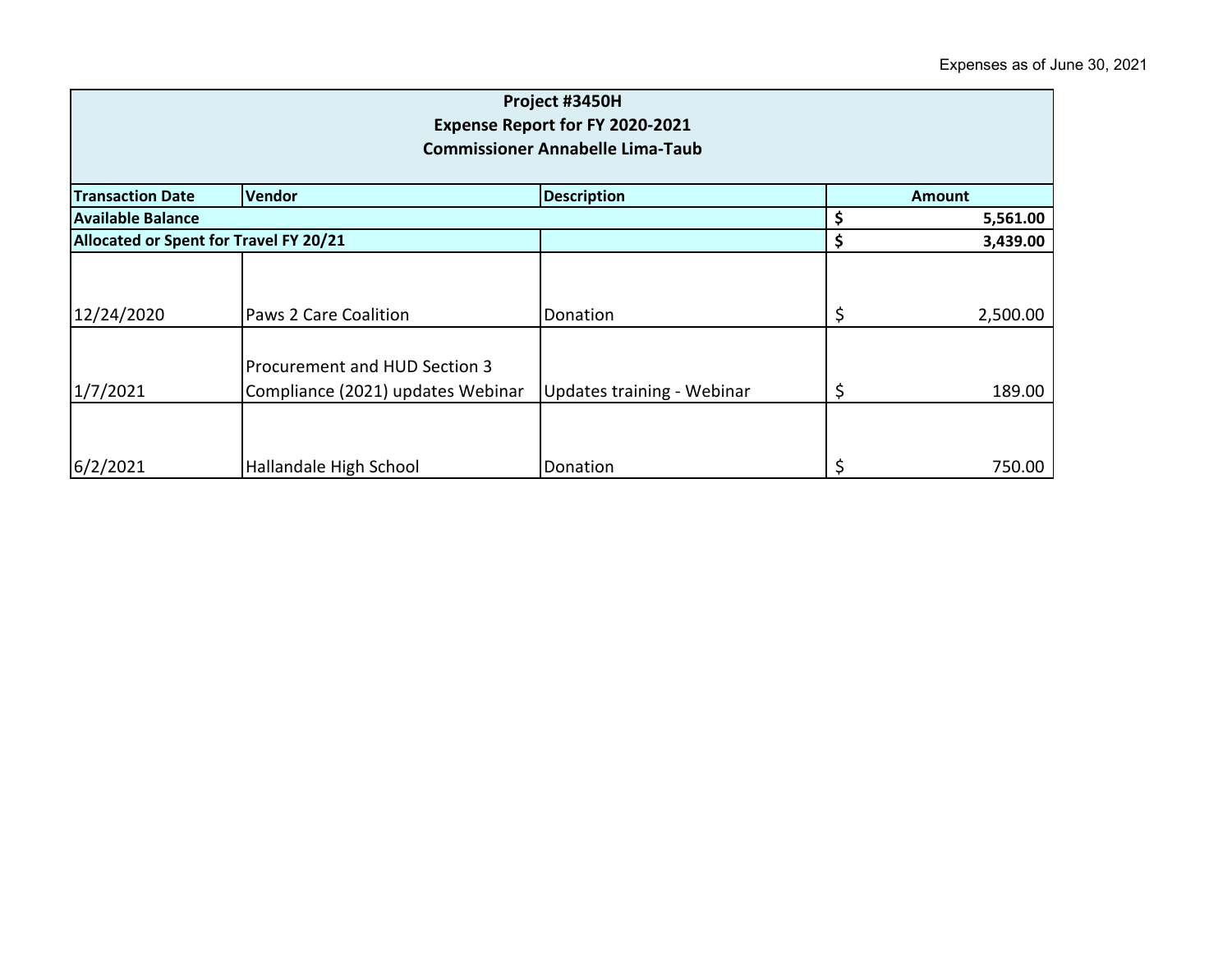Expenses as of June 30, 2021

| Project #3450H<br>Expense Report for FY 2020-2021<br>Commissioner Annabelle Lima-Taub | | | |
|---|---|---|---|
| **Transaction Date** | **Vendor** | **Description** | **Amount** |
| **Available Balance** | | | **$ 5,561.00** |
| **Allocated or Spent for Travel FY 20/21** | | | **$ 3,439.00** |
| 12/24/2020 | Paws 2 Care Coalition | Donation | $ 2,500.00 |
| 1/7/2021 | Procurement and HUD Section 3 Compliance (2021) updates Webinar | Updates training - Webinar | $ 189.00 |
| 6/2/2021 | Hallandale High School | Donation | $ 750.00 |